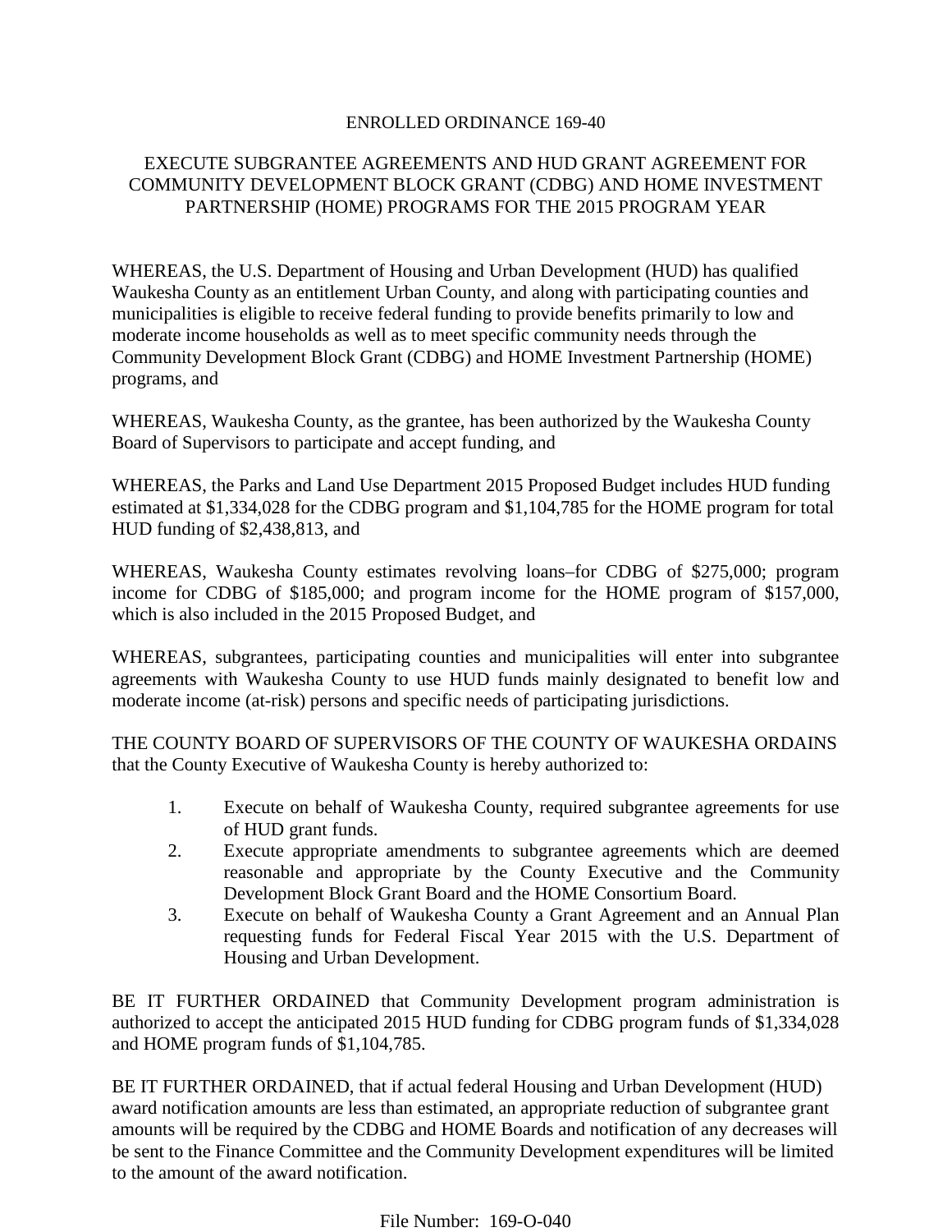# ENROLLED ORDINANCE 169-40

## EXECUTE SUBGRANTEE AGREEMENTS AND HUD GRANT AGREEMENT FOR COMMUNITY DEVELOPMENT BLOCK GRANT (CDBG) AND HOME INVESTMENT PARTNERSHIP (HOME) PROGRAMS FOR THE 2015 PROGRAM YEAR

WHEREAS, the U.S. Department of Housing and Urban Development (HUD) has qualified Waukesha County as an entitlement Urban County, and along with participating counties and municipalities is eligible to receive federal funding to provide benefits primarily to low and moderate income households as well as to meet specific community needs through the Community Development Block Grant (CDBG) and HOME Investment Partnership (HOME) programs, and

WHEREAS, Waukesha County, as the grantee, has been authorized by the Waukesha County Board of Supervisors to participate and accept funding, and

WHEREAS, the Parks and Land Use Department 2015 Proposed Budget includes HUD funding estimated at $1,334,028 for the CDBG program and $1,104,785 for the HOME program for total HUD funding of $2,438,813, and

WHEREAS, Waukesha County estimates revolving loans–for CDBG of $275,000; program income for CDBG of $185,000; and program income for the HOME program of $157,000, which is also included in the 2015 Proposed Budget, and

WHEREAS, subgrantees, participating counties and municipalities will enter into subgrantee agreements with Waukesha County to use HUD funds mainly designated to benefit low and moderate income (at-risk) persons and specific needs of participating jurisdictions.

THE COUNTY BOARD OF SUPERVISORS OF THE COUNTY OF WAUKESHA ORDAINS that the County Executive of Waukesha County is hereby authorized to:

1. Execute on behalf of Waukesha County, required subgrantee agreements for use of HUD grant funds.
2. Execute appropriate amendments to subgrantee agreements which are deemed reasonable and appropriate by the County Executive and the Community Development Block Grant Board and the HOME Consortium Board.
3. Execute on behalf of Waukesha County a Grant Agreement and an Annual Plan requesting funds for Federal Fiscal Year 2015 with the U.S. Department of Housing and Urban Development.

BE IT FURTHER ORDAINED that Community Development program administration is authorized to accept the anticipated 2015 HUD funding for CDBG program funds of $1,334,028 and HOME program funds of $1,104,785.

BE IT FURTHER ORDAINED, that if actual federal Housing and Urban Development (HUD) award notification amounts are less than estimated, an appropriate reduction of subgrantee grant amounts will be required by the CDBG and HOME Boards and notification of any decreases will be sent to the Finance Committee and the Community Development expenditures will be limited to the amount of the award notification.

File Number: 169-O-040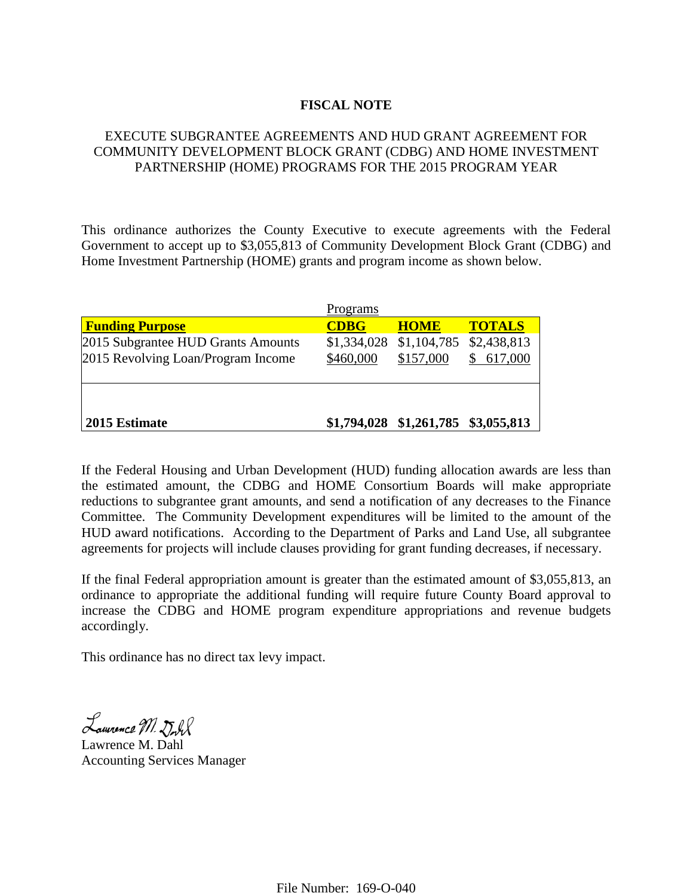**FISCAL NOTE**

EXECUTE SUBGRANTEE AGREEMENTS AND HUD GRANT AGREEMENT FOR COMMUNITY DEVELOPMENT BLOCK GRANT (CDBG) AND HOME INVESTMENT PARTNERSHIP (HOME) PROGRAMS FOR THE 2015 PROGRAM YEAR

This ordinance authorizes the County Executive to execute agreements with the Federal Government to accept up to $3,055,813 of Community Development Block Grant (CDBG) and Home Investment Partnership (HOME) grants and program income as shown below.

| | Programs | | |
|---|---|---|---|
| **Funding Purpose** | **CDBG** | **HOME** | **TOTALS** |
| 2015 Subgrantee HUD Grants Amounts | $1,334,028 | $1,104,785 | $2,438,813 |
| 2015 Revolving Loan/Program Income | $460,000 | $157,000 | $ 617,000 |
| **2015 Estimate** | **$1,794,028** | **$1,261,785** | **$3,055,813** |

If the Federal Housing and Urban Development (HUD) funding allocation awards are less than the estimated amount, the CDBG and HOME Consortium Boards will make appropriate reductions to subgrantee grant amounts, and send a notification of any decreases to the Finance Committee. The Community Development expenditures will be limited to the amount of the HUD award notifications. According to the Department of Parks and Land Use, all subgrantee agreements for projects will include clauses providing for grant funding decreases, if necessary.

If the final Federal appropriation amount is greater than the estimated amount of $3,055,813, an ordinance to appropriate the additional funding will require future County Board approval to increase the CDBG and HOME program expenditure appropriations and revenue budgets accordingly.

This ordinance has no direct tax levy impact.

Lawrence M. Dahl
Accounting Services Manager

File Number: 169-O-040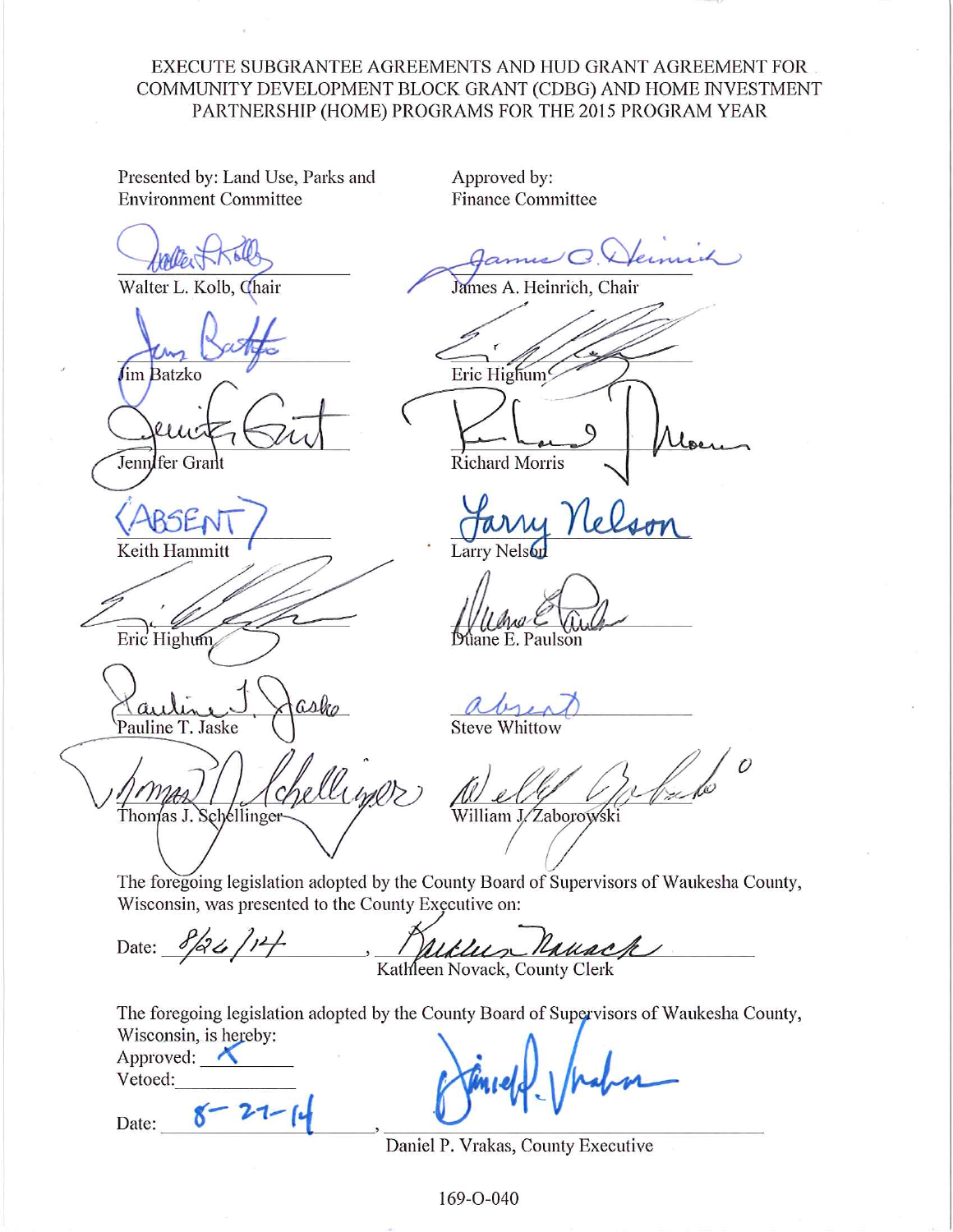EXECUTE SUBGRANTEE AGREEMENTS AND HUD GRANT AGREEMENT FOR COMMUNITY DEVELOPMENT BLOCK GRANT (CDBG) AND HOME INVESTMENT PARTNERSHIP (HOME) PROGRAMS FOR THE 2015 PROGRAM YEAR

| Presented by: Land Use, Parks and Environment Committee | Approved by: Finance Committee |
| --- | --- |
| Walter L. Kolb, Chair | James A. Heinrich, Chair |
| Jim Batzko | Eric Highum |
| Jennifer Grant | Richard Morris |
| (ABSENT) Keith Hammitt | Larry Nelson |
| Eric Highum | Duane E. Paulson |
| Pauline T. Jaske | absent Steve Whittow |
| Thomas J. Schellinger | William J. Zaborowski |

The foregoing legislation adopted by the County Board of Supervisors of Waukesha County, Wisconsin, was presented to the County Executive on:

Date: 8/26/14 , Kathleen Novack, County Clerk

The foregoing legislation adopted by the County Board of Supervisors of Waukesha County, Wisconsin, is hereby:

Approved: X

Vetoed: \_\_\_\_\_\_\_\_

Date: 8-27-14 , Daniel P. Vrakas, County Executive

169-O-040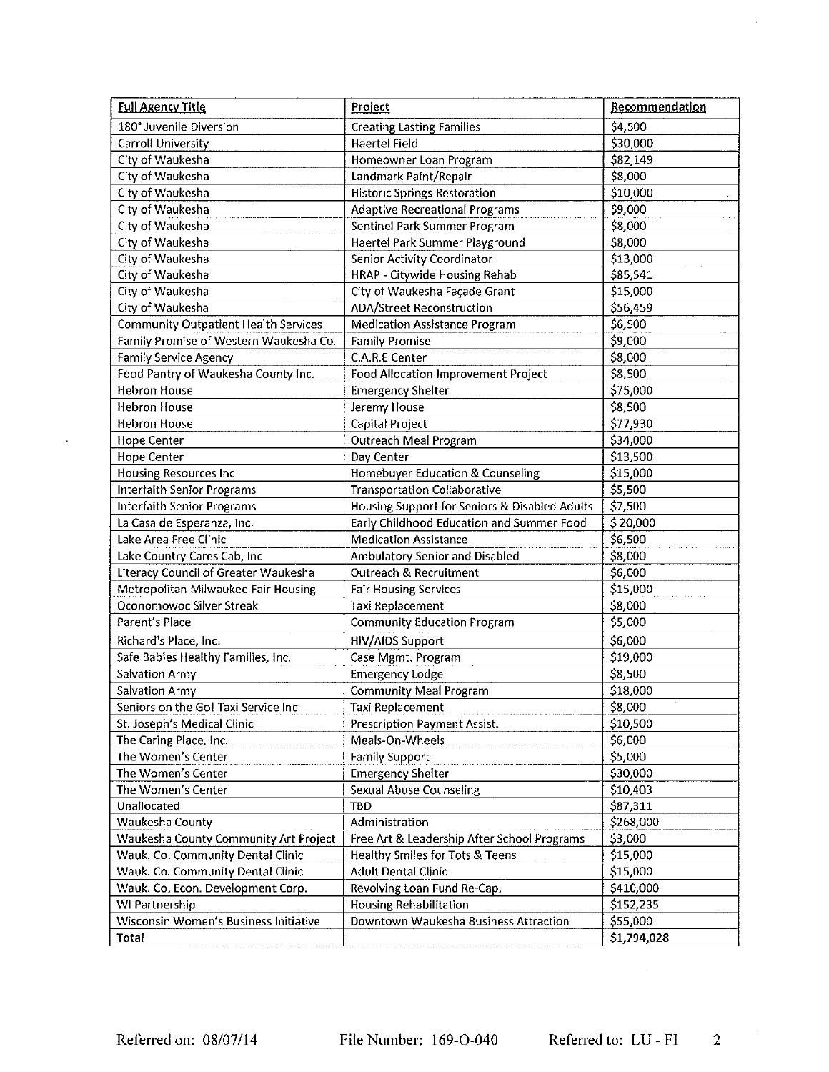| Full Agency Title | Project | Recommendation |
|---|---|---|
| 180° Juvenile Diversion | Creating Lasting Families | $4,500 |
| Carroll University | Haertel Field | $30,000 |
| City of Waukesha | Homeowner Loan Program | $82,149 |
| City of Waukesha | Landmark Paint/Repair | $8,000 |
| City of Waukesha | Historic Springs Restoration | $10,000 |
| City of Waukesha | Adaptive Recreational Programs | $9,000 |
| City of Waukesha | Sentinel Park Summer Program | $8,000 |
| City of Waukesha | Haertel Park Summer Playground | $8,000 |
| City of Waukesha | Senior Activity Coordinator | $13,000 |
| City of Waukesha | HRAP - Citywide Housing Rehab | $85,541 |
| City of Waukesha | City of Waukesha Façade Grant | $15,000 |
| City of Waukesha | ADA/Street Reconstruction | $56,459 |
| Community Outpatient Health Services | Medication Assistance Program | $6,500 |
| Family Promise of Western Waukesha Co. | Family Promise | $9,000 |
| Family Service Agency | C.A.R.E Center | $8,000 |
| Food Pantry of Waukesha County Inc. | Food Allocation Improvement Project | $8,500 |
| Hebron House | Emergency Shelter | $75,000 |
| Hebron House | Jeremy House | $8,500 |
| Hebron House | Capital Project | $77,930 |
| Hope Center | Outreach Meal Program | $34,000 |
| Hope Center | Day Center | $13,500 |
| Housing Resources Inc | Homebuyer Education & Counseling | $15,000 |
| Interfaith Senior Programs | Transportation Collaborative | $5,500 |
| Interfaith Senior Programs | Housing Support for Seniors & Disabled Adults | $7,500 |
| La Casa de Esperanza, Inc. | Early Childhood Education and Summer Food | $ 20,000 |
| Lake Area Free Clinic | Medication Assistance | $6,500 |
| Lake Country Cares Cab, Inc | Ambulatory Senior and Disabled | $8,000 |
| Literacy Council of Greater Waukesha | Outreach & Recruitment | $6,000 |
| Metropolitan Milwaukee Fair Housing | Fair Housing Services | $15,000 |
| Oconomowoc Silver Streak | Taxi Replacement | $8,000 |
| Parent's Place | Community Education Program | $5,000 |
| Richard's Place, Inc. | HIV/AIDS Support | $6,000 |
| Safe Babies Healthy Families, Inc. | Case Mgmt. Program | $19,000 |
| Salvation Army | Emergency Lodge | $8,500 |
| Salvation Army | Community Meal Program | $18,000 |
| Seniors on the Go! Taxi Service Inc | Taxi Replacement | $8,000 |
| St. Joseph's Medical Clinic | Prescription Payment Assist. | $10,500 |
| The Caring Place, Inc. | Meals-On-Wheels | $6,000 |
| The Women's Center | Family Support | $5,000 |
| The Women's Center | Emergency Shelter | $30,000 |
| The Women's Center | Sexual Abuse Counseling | $10,403 |
| Unallocated | TBD | $87,311 |
| Waukesha County | Administration | $268,000 |
| Waukesha County Community Art Project | Free Art & Leadership After School Programs | $3,000 |
| Wauk. Co. Community Dental Clinic | Healthy Smiles for Tots & Teens | $15,000 |
| Wauk. Co. Community Dental Clinic | Adult Dental Clinic | $15,000 |
| Wauk. Co. Econ. Development Corp. | Revolving Loan Fund Re-Cap. | $410,000 |
| WI Partnership | Housing Rehabilitation | $152,235 |
| Wisconsin Women's Business Initiative | Downtown Waukesha Business Attraction | $55,000 |
| **Total** | | **$1,794,028** |

Referred on: 08/07/14 File Number: 169-O-040 Referred to: LU - FI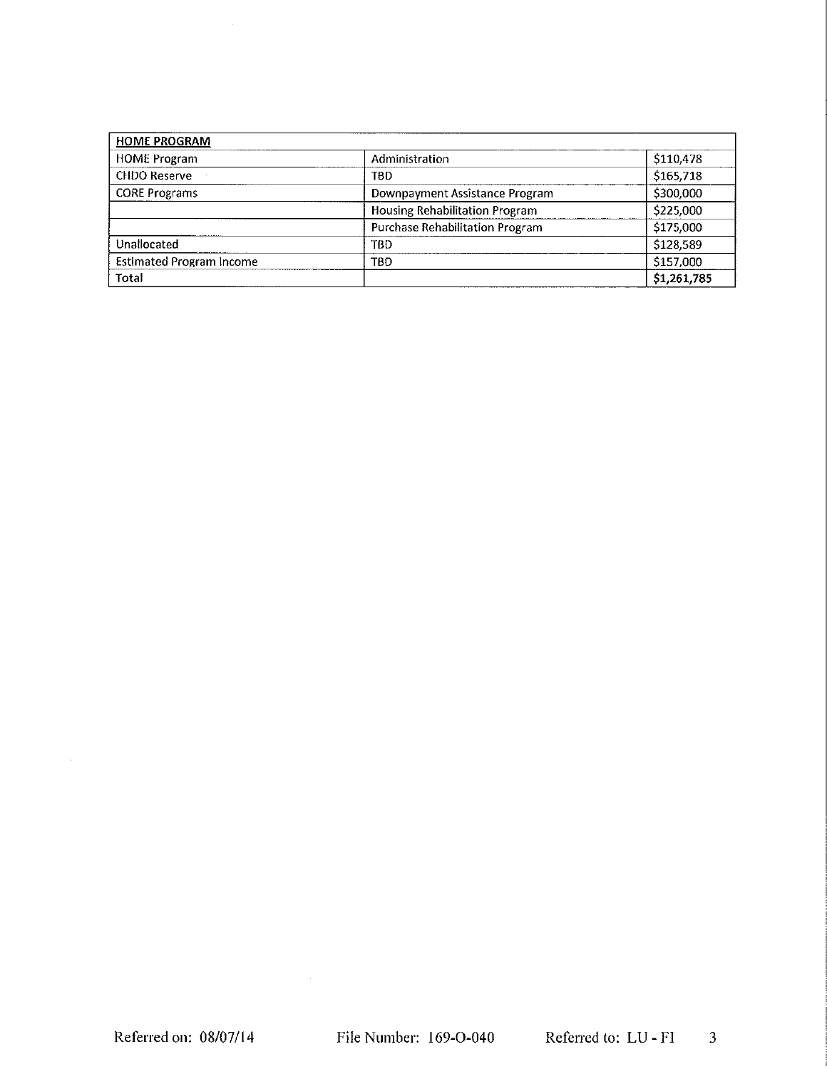| HOME PROGRAM | | |
|---|---|---|
| HOME Program | Administration | $110,478 |
| CHDO Reserve | TBD | $165,718 |
| CORE Programs | Downpayment Assistance Program | $300,000 |
| | Housing Rehabilitation Program | $225,000 |
| | Purchase Rehabilitation Program | $175,000 |
| Unallocated | TBD | $128,589 |
| Estimated Program Income | TBD | $157,000 |
| **Total** | | **$1,261,785** |

Referred on: 08/07/14 File Number: 169-O-040 Referred to: LU - FI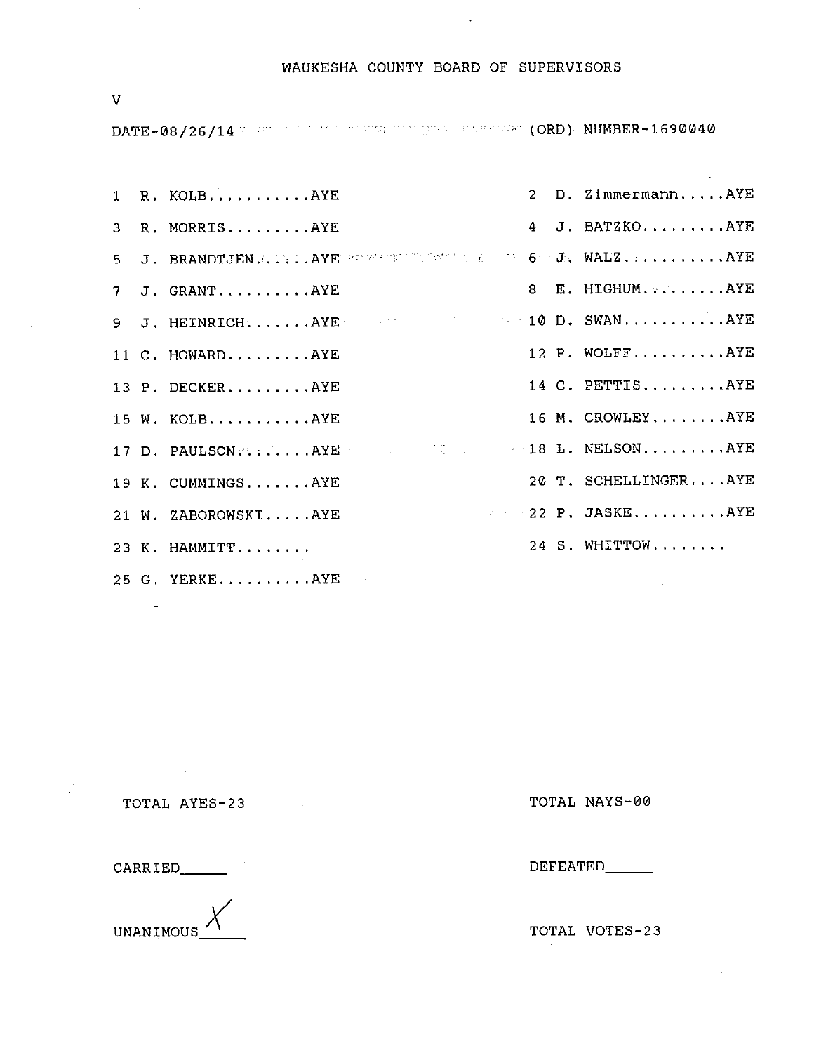# WAUKESHA COUNTY BOARD OF SUPERVISORS

V

DATE-08/26/14 (ORD) NUMBER-1690040

| | |
|---|---|
| 1 R. KOLB...........AYE | 2 D. Zimmermann.....AYE |
| 3 R. MORRIS.........AYE | 4 J. BATZKO.........AYE |
| 5 J. BRANDTJEN......AYE | 6 J. WALZ...........AYE |
| 7 J. GRANT..........AYE | 8 E. HIGHUM.........AYE |
| 9 J. HEINRICH.......AYE | 10 D. SWAN...........AYE |
| 11 C. HOWARD.........AYE | 12 P. WOLFF..........AYE |
| 13 P. DECKER.........AYE | 14 C. PETTIS.........AYE |
| 15 W. KOLB...........AYE | 16 M. CROWLEY........AYE |
| 17 D. PAULSON........AYE | 18 L. NELSON.........AYE |
| 19 K. CUMMINGS.......AYE | 20 T. SCHELLINGER....AYE |
| 21 W. ZABOROWSKI.....AYE | 22 P. JASKE..........AYE |
| 23 K. HAMMITT........ | 24 S. WHITTOW........ |
| 25 G. YERKE..........AYE | |

TOTAL AYES-23

TOTAL NAYS-00

CARRIED\_\_\_\_\_

DEFEATED\_\_\_\_\_

UNANIMOUS X

TOTAL VOTES-23